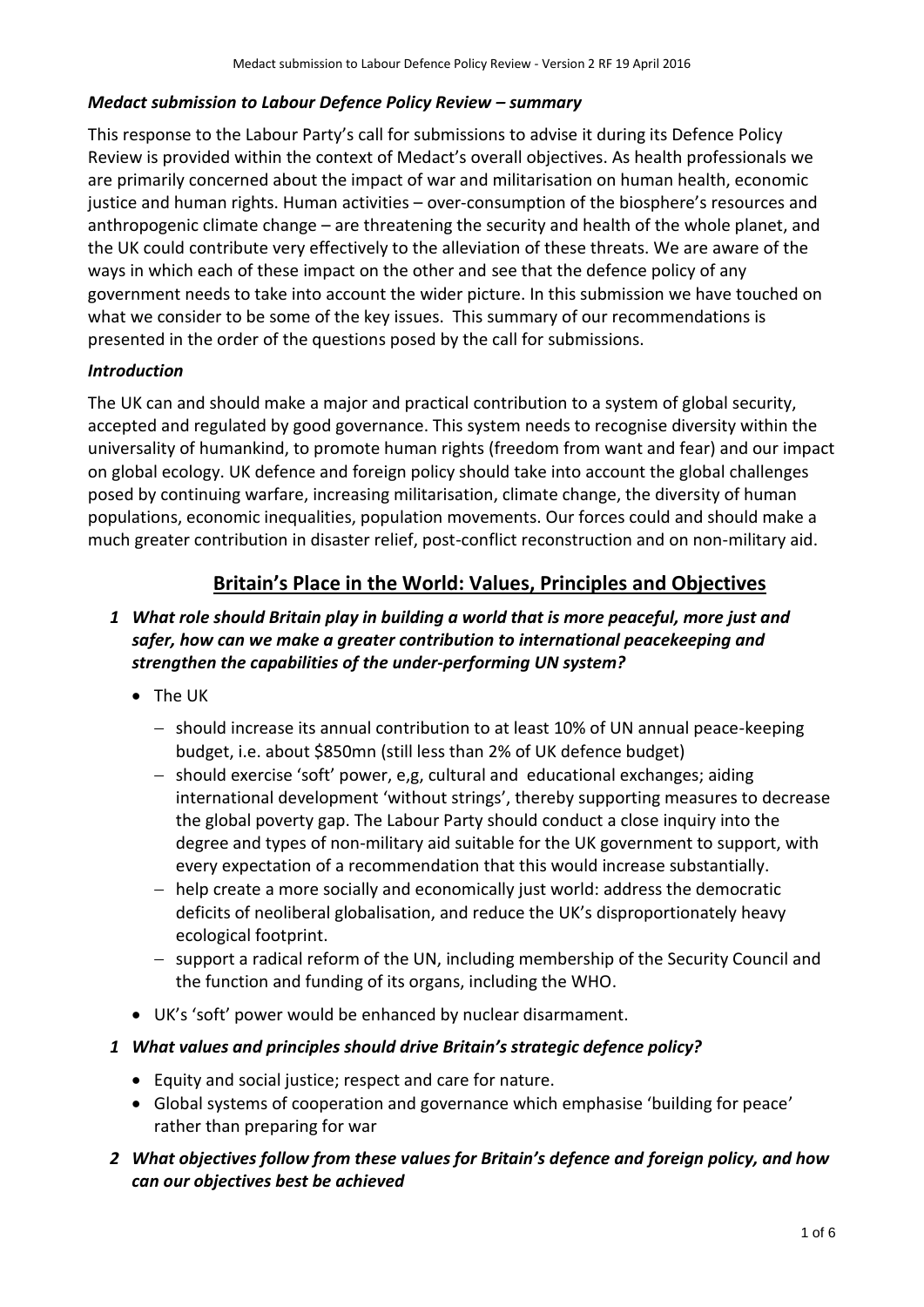### *Medact submission to Labour Defence Policy Review – summary*

This response to the Labour Party's call for submissions to advise it during its Defence Policy Review is provided within the context of Medact's overall objectives. As health professionals we are primarily concerned about the impact of war and militarisation on human health, economic justice and human rights. Human activities – over-consumption of the biosphere's resources and anthropogenic climate change – are threatening the security and health of the whole planet, and the UK could contribute very effectively to the alleviation of these threats. We are aware of the ways in which each of these impact on the other and see that the defence policy of any government needs to take into account the wider picture. In this submission we have touched on what we consider to be some of the key issues. This summary of our recommendations is presented in the order of the questions posed by the call for submissions.

### *Introduction*

The UK can and should make a major and practical contribution to a system of global security, accepted and regulated by good governance. This system needs to recognise diversity within the universality of humankind, to promote human rights (freedom from want and fear) and our impact on global ecology. UK defence and foreign policy should take into account the global challenges posed by continuing warfare, increasing militarisation, climate change, the diversity of human populations, economic inequalities, population movements. Our forces could and should make a much greater contribution in disaster relief, post-conflict reconstruction and on non-military aid.

## Britain's Place in the World: Values, Principles and Objectives

1 ***What role should Britain play in building a world that is more peaceful, more just and safer, how can we make a greater contribution to international peacekeeping and strengthen the capabilities of the under-performing UN system?***

- The UK
  - should increase its annual contribution to at least 10% of UN annual peace-keeping budget, i.e. about $850mn (still less than 2% of UK defence budget)
  - should exercise 'soft' power, e,g, cultural and educational exchanges; aiding international development 'without strings', thereby supporting measures to decrease the global poverty gap. The Labour Party should conduct a close inquiry into the degree and types of non-military aid suitable for the UK government to support, with every expectation of a recommendation that this would increase substantially.
  - help create a more socially and economically just world: address the democratic deficits of neoliberal globalisation, and reduce the UK's disproportionately heavy ecological footprint.
  - support a radical reform of the UN, including membership of the Security Council and the function and funding of its organs, including the WHO.
- UK's 'soft' power would be enhanced by nuclear disarmament.

1 ***What values and principles should drive Britain's strategic defence policy?***

- Equity and social justice; respect and care for nature.
- Global systems of cooperation and governance which emphasise 'building for peace' rather than preparing for war

2 ***What objectives follow from these values for Britain's defence and foreign policy, and how can our objectives best be achieved***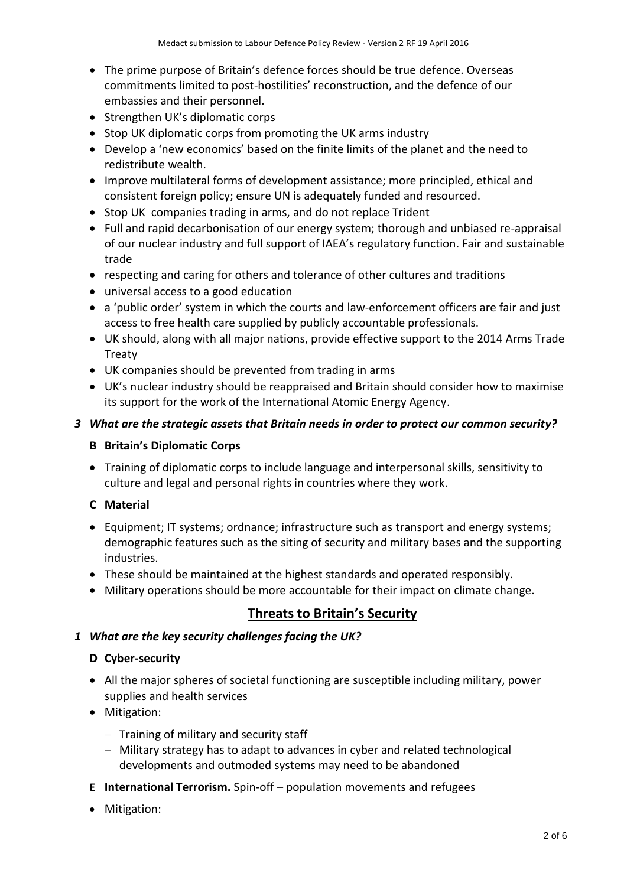- The prime purpose of Britain's defence forces should be true defence. Overseas commitments limited to post-hostilities' reconstruction, and the defence of our embassies and their personnel.
- Strengthen UK's diplomatic corps
- Stop UK diplomatic corps from promoting the UK arms industry
- Develop a 'new economics' based on the finite limits of the planet and the need to redistribute wealth.
- Improve multilateral forms of development assistance; more principled, ethical and consistent foreign policy; ensure UN is adequately funded and resourced.
- Stop UK companies trading in arms, and do not replace Trident
- Full and rapid decarbonisation of our energy system; thorough and unbiased re-appraisal of our nuclear industry and full support of IAEA's regulatory function. Fair and sustainable trade
- respecting and caring for others and tolerance of other cultures and traditions
- universal access to a good education
- a 'public order' system in which the courts and law-enforcement officers are fair and just access to free health care supplied by publicly accountable professionals.
- UK should, along with all major nations, provide effective support to the 2014 Arms Trade Treaty
- UK companies should be prevented from trading in arms
- UK's nuclear industry should be reappraised and Britain should consider how to maximise its support for the work of the International Atomic Energy Agency.

### *3 What are the strategic assets that Britain needs in order to protect our common security?*

**B Britain's Diplomatic Corps**

- Training of diplomatic corps to include language and interpersonal skills, sensitivity to culture and legal and personal rights in countries where they work.

**C Material**

- Equipment; IT systems; ordnance; infrastructure such as transport and energy systems; demographic features such as the siting of security and military bases and the supporting industries.
- These should be maintained at the highest standards and operated responsibly.
- Military operations should be more accountable for their impact on climate change.

## Threats to Britain's Security

### *1 What are the key security challenges facing the UK?*

**D Cyber-security**

- All the major spheres of societal functioning are susceptible including military, power supplies and health services
- Mitigation:
  - Training of military and security staff
  - Military strategy has to adapt to advances in cyber and related technological developments and outmoded systems may need to be abandoned

**E International Terrorism.** Spin-off – population movements and refugees

- Mitigation: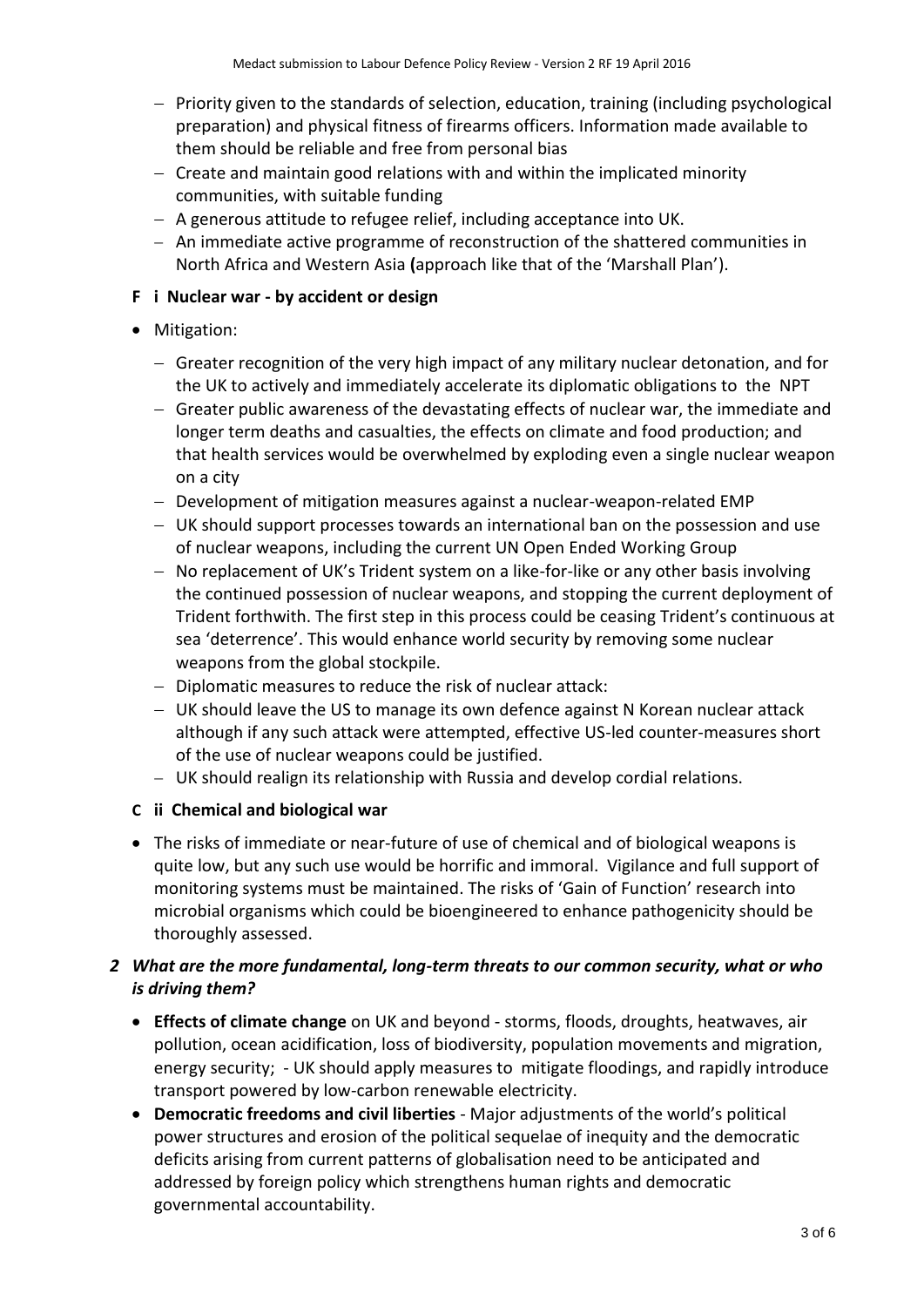- Priority given to the standards of selection, education, training (including psychological preparation) and physical fitness of firearms officers. Information made available to them should be reliable and free from personal bias
- Create and maintain good relations with and within the implicated minority communities, with suitable funding
- A generous attitude to refugee relief, including acceptance into UK.
- An immediate active programme of reconstruction of the shattered communities in North Africa and Western Asia **(**approach like that of the 'Marshall Plan').

**F i Nuclear war - by accident or design**

- Mitigation:
  - Greater recognition of the very high impact of any military nuclear detonation, and for the UK to actively and immediately accelerate its diplomatic obligations to the NPT
  - Greater public awareness of the devastating effects of nuclear war, the immediate and longer term deaths and casualties, the effects on climate and food production; and that health services would be overwhelmed by exploding even a single nuclear weapon on a city
  - Development of mitigation measures against a nuclear-weapon-related EMP
  - UK should support processes towards an international ban on the possession and use of nuclear weapons, including the current UN Open Ended Working Group
  - No replacement of UK's Trident system on a like-for-like or any other basis involving the continued possession of nuclear weapons, and stopping the current deployment of Trident forthwith. The first step in this process could be ceasing Trident's continuous at sea 'deterrence'. This would enhance world security by removing some nuclear weapons from the global stockpile.
  - Diplomatic measures to reduce the risk of nuclear attack:
  - UK should leave the US to manage its own defence against N Korean nuclear attack although if any such attack were attempted, effective US-led counter-measures short of the use of nuclear weapons could be justified.
  - UK should realign its relationship with Russia and develop cordial relations.

**C ii Chemical and biological war**

- The risks of immediate or near-future of use of chemical and of biological weapons is quite low, but any such use would be horrific and immoral. Vigilance and full support of monitoring systems must be maintained. The risks of 'Gain of Function' research into microbial organisms which could be bioengineered to enhance pathogenicity should be thoroughly assessed.

***2 What are the more fundamental, long-term threats to our common security, what or who is driving them?***

- **Effects of climate change** on UK and beyond - storms, floods, droughts, heatwaves, air pollution, ocean acidification, loss of biodiversity, population movements and migration, energy security; - UK should apply measures to mitigate floodings, and rapidly introduce transport powered by low-carbon renewable electricity.
- **Democratic freedoms and civil liberties** - Major adjustments of the world's political power structures and erosion of the political sequelae of inequity and the democratic deficits arising from current patterns of globalisation need to be anticipated and addressed by foreign policy which strengthens human rights and democratic governmental accountability.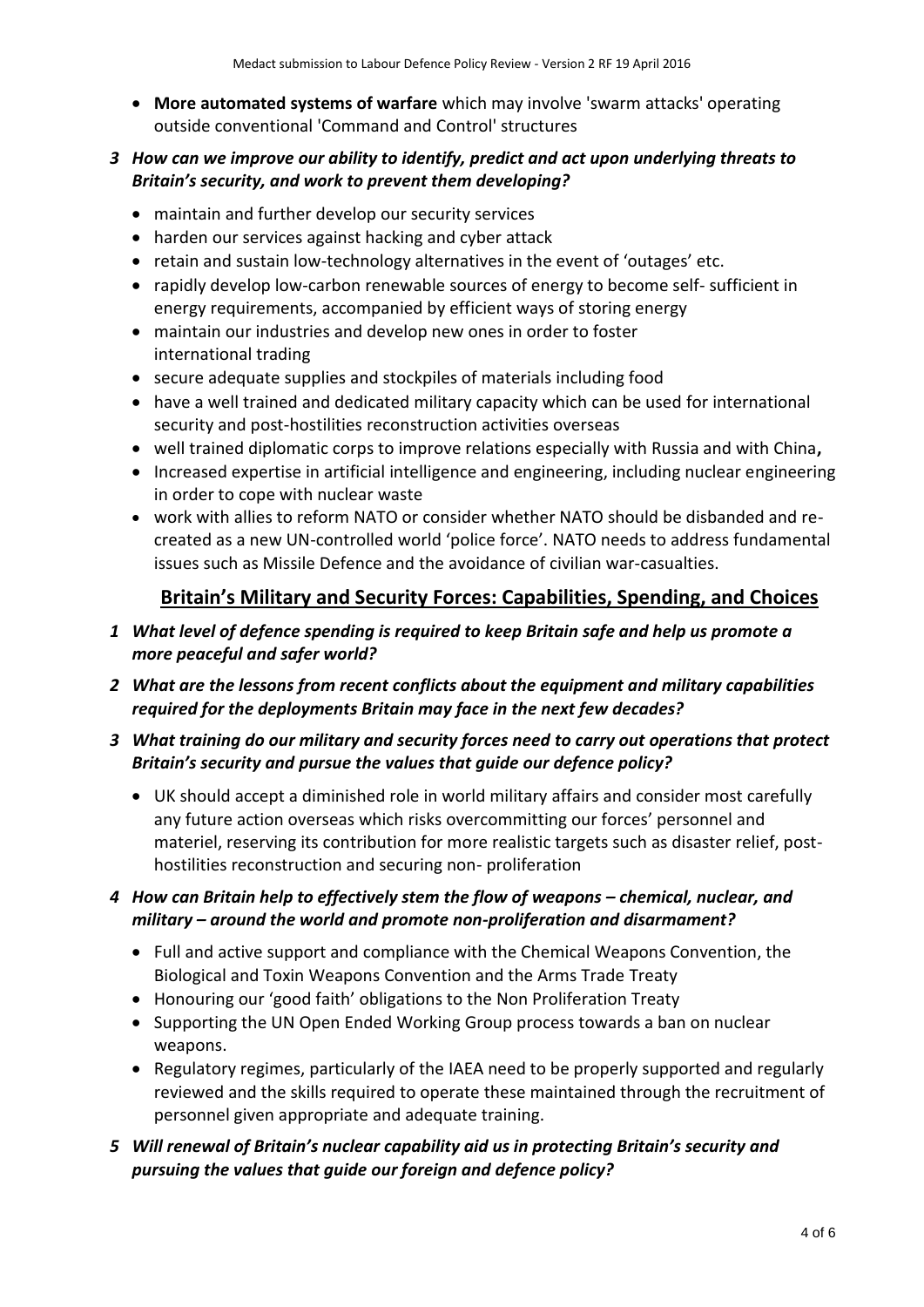- **More automated systems of warfare** which may involve 'swarm attacks' operating outside conventional 'Command and Control' structures

*3 How can we improve our ability to identify, predict and act upon underlying threats to Britain's security, and work to prevent them developing?*

- maintain and further develop our security services
- harden our services against hacking and cyber attack
- retain and sustain low-technology alternatives in the event of 'outages' etc.
- rapidly develop low-carbon renewable sources of energy to become self- sufficient in energy requirements, accompanied by efficient ways of storing energy
- maintain our industries and develop new ones in order to foster international trading
- secure adequate supplies and stockpiles of materials including food
- have a well trained and dedicated military capacity which can be used for international security and post-hostilities reconstruction activities overseas
- well trained diplomatic corps to improve relations especially with Russia and with China**,**
- Increased expertise in artificial intelligence and engineering, including nuclear engineering in order to cope with nuclear waste
- work with allies to reform NATO or consider whether NATO should be disbanded and re-created as a new UN-controlled world 'police force'. NATO needs to address fundamental issues such as Missile Defence and the avoidance of civilian war-casualties.

## Britain's Military and Security Forces: Capabilities, Spending, and Choices

*1 What level of defence spending is required to keep Britain safe and help us promote a more peaceful and safer world?*

*2 What are the lessons from recent conflicts about the equipment and military capabilities required for the deployments Britain may face in the next few decades?*

*3 What training do our military and security forces need to carry out operations that protect Britain's security and pursue the values that guide our defence policy?*

- UK should accept a diminished role in world military affairs and consider most carefully any future action overseas which risks overcommitting our forces' personnel and materiel, reserving its contribution for more realistic targets such as disaster relief, post-hostilities reconstruction and securing non- proliferation

*4 How can Britain help to effectively stem the flow of weapons – chemical, nuclear, and military – around the world and promote non-proliferation and disarmament?*

- Full and active support and compliance with the Chemical Weapons Convention, the Biological and Toxin Weapons Convention and the Arms Trade Treaty
- Honouring our 'good faith' obligations to the Non Proliferation Treaty
- Supporting the UN Open Ended Working Group process towards a ban on nuclear weapons.
- Regulatory regimes, particularly of the IAEA need to be properly supported and regularly reviewed and the skills required to operate these maintained through the recruitment of personnel given appropriate and adequate training.

*5 Will renewal of Britain's nuclear capability aid us in protecting Britain's security and pursuing the values that guide our foreign and defence policy?*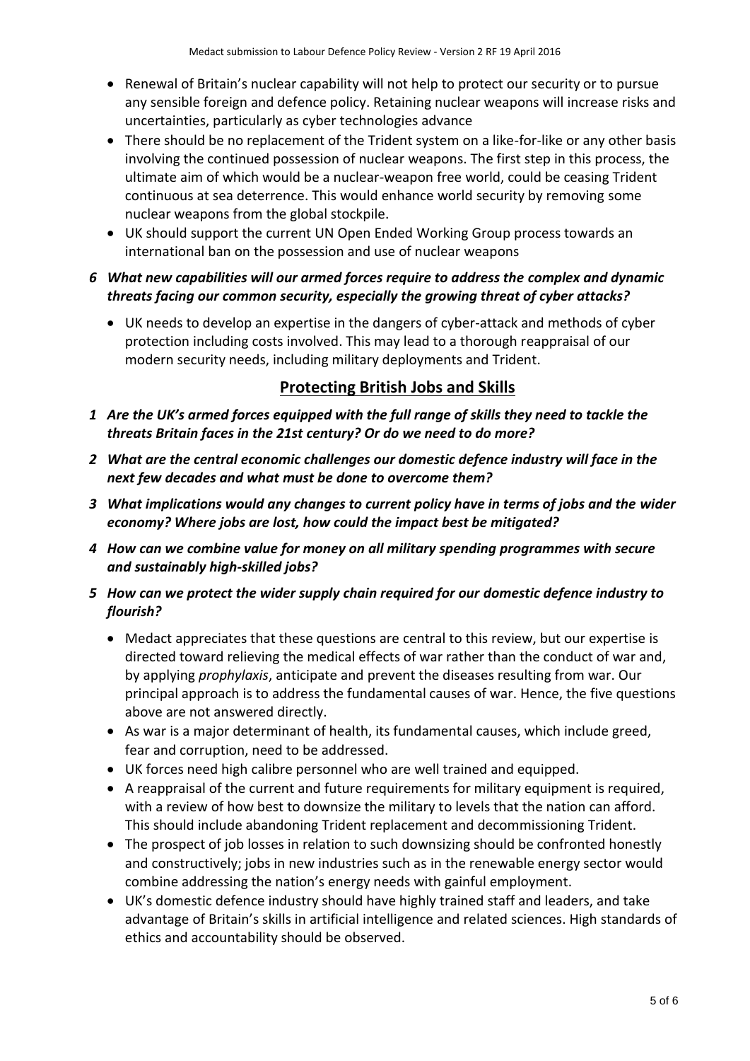- Renewal of Britain's nuclear capability will not help to protect our security or to pursue any sensible foreign and defence policy. Retaining nuclear weapons will increase risks and uncertainties, particularly as cyber technologies advance
- There should be no replacement of the Trident system on a like-for-like or any other basis involving the continued possession of nuclear weapons. The first step in this process, the ultimate aim of which would be a nuclear-weapon free world, could be ceasing Trident continuous at sea deterrence. This would enhance world security by removing some nuclear weapons from the global stockpile.
- UK should support the current UN Open Ended Working Group process towards an international ban on the possession and use of nuclear weapons

*6* ***What new capabilities will our armed forces require to address the complex and dynamic threats facing our common security, especially the growing threat of cyber attacks?***

- UK needs to develop an expertise in the dangers of cyber-attack and methods of cyber protection including costs involved. This may lead to a thorough reappraisal of our modern security needs, including military deployments and Trident.

## Protecting British Jobs and Skills

*1* ***Are the UK's armed forces equipped with the full range of skills they need to tackle the threats Britain faces in the 21st century? Or do we need to do more?***

*2* ***What are the central economic challenges our domestic defence industry will face in the next few decades and what must be done to overcome them?***

*3* ***What implications would any changes to current policy have in terms of jobs and the wider economy? Where jobs are lost, how could the impact best be mitigated?***

*4* ***How can we combine value for money on all military spending programmes with secure and sustainably high-skilled jobs?***

*5* ***How can we protect the wider supply chain required for our domestic defence industry to flourish?***

- Medact appreciates that these questions are central to this review, but our expertise is directed toward relieving the medical effects of war rather than the conduct of war and, by applying *prophylaxis*, anticipate and prevent the diseases resulting from war. Our principal approach is to address the fundamental causes of war. Hence, the five questions above are not answered directly.
- As war is a major determinant of health, its fundamental causes, which include greed, fear and corruption, need to be addressed.
- UK forces need high calibre personnel who are well trained and equipped.
- A reappraisal of the current and future requirements for military equipment is required, with a review of how best to downsize the military to levels that the nation can afford. This should include abandoning Trident replacement and decommissioning Trident.
- The prospect of job losses in relation to such downsizing should be confronted honestly and constructively; jobs in new industries such as in the renewable energy sector would combine addressing the nation's energy needs with gainful employment.
- UK's domestic defence industry should have highly trained staff and leaders, and take advantage of Britain's skills in artificial intelligence and related sciences. High standards of ethics and accountability should be observed.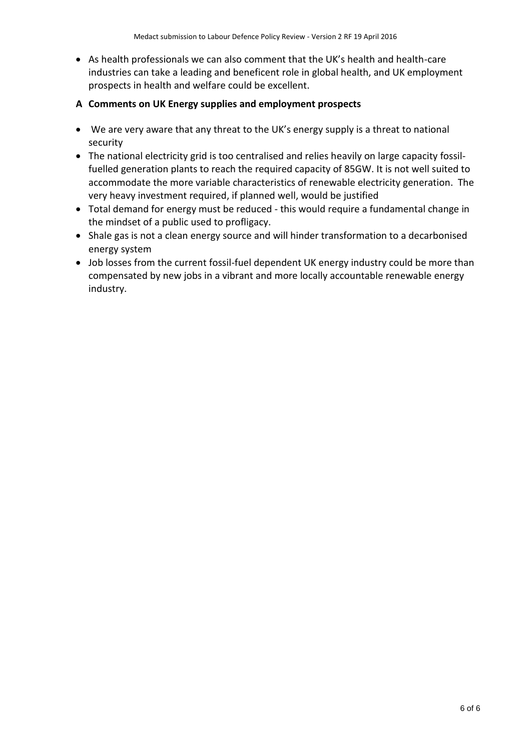- As health professionals we can also comment that the UK's health and health-care industries can take a leading and beneficent role in global health, and UK employment prospects in health and welfare could be excellent.

**A Comments on UK Energy supplies and employment prospects**

- We are very aware that any threat to the UK's energy supply is a threat to national security
- The national electricity grid is too centralised and relies heavily on large capacity fossil-fuelled generation plants to reach the required capacity of 85GW. It is not well suited to accommodate the more variable characteristics of renewable electricity generation. The very heavy investment required, if planned well, would be justified
- Total demand for energy must be reduced - this would require a fundamental change in the mindset of a public used to profligacy.
- Shale gas is not a clean energy source and will hinder transformation to a decarbonised energy system
- Job losses from the current fossil-fuel dependent UK energy industry could be more than compensated by new jobs in a vibrant and more locally accountable renewable energy industry.